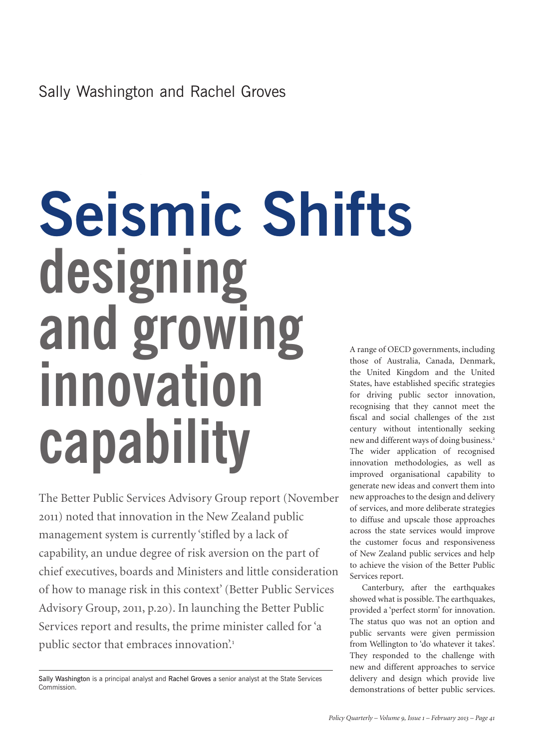Sally Washington and Rachel Groves

# Seismic Shifts designing and growing innovation capability

The Better Public Services Advisory Group report (November 2011) noted that innovation in the New Zealand public management system is currently 'stifled by a lack of capability, an undue degree of risk aversion on the part of chief executives, boards and Ministers and little consideration of how to manage risk in this context' (Better Public Services Advisory Group, 2011, p.20). In launching the Better Public Services report and results, the prime minister called for 'a public sector that embraces innovation'.[1]

Sally Washington is a principal analyst and Rachel Groves a senior analyst at the State Services Commission.

A range of OECD governments, including those of Australia, Canada, Denmark, the United Kingdom and the United States, have established specific strategies for driving public sector innovation, recognising that they cannot meet the fiscal and social challenges of the 21st century without intentionally seeking new and different ways of doing business.[2] The wider application of recognised innovation methodologies, as well as improved organisational capability to generate new ideas and convert them into new approaches to the design and delivery of services, and more deliberate strategies to diffuse and upscale those approaches across the state services would improve the customer focus and responsiveness of New Zealand public services and help to achieve the vision of the Better Public Services report.

Canterbury, after the earthquakes showed what is possible. The earthquakes, provided a 'perfect storm' for innovation. The status quo was not an option and public servants were given permission from Wellington to 'do whatever it takes'. They responded to the challenge with new and different approaches to service delivery and design which provide live demonstrations of better public services.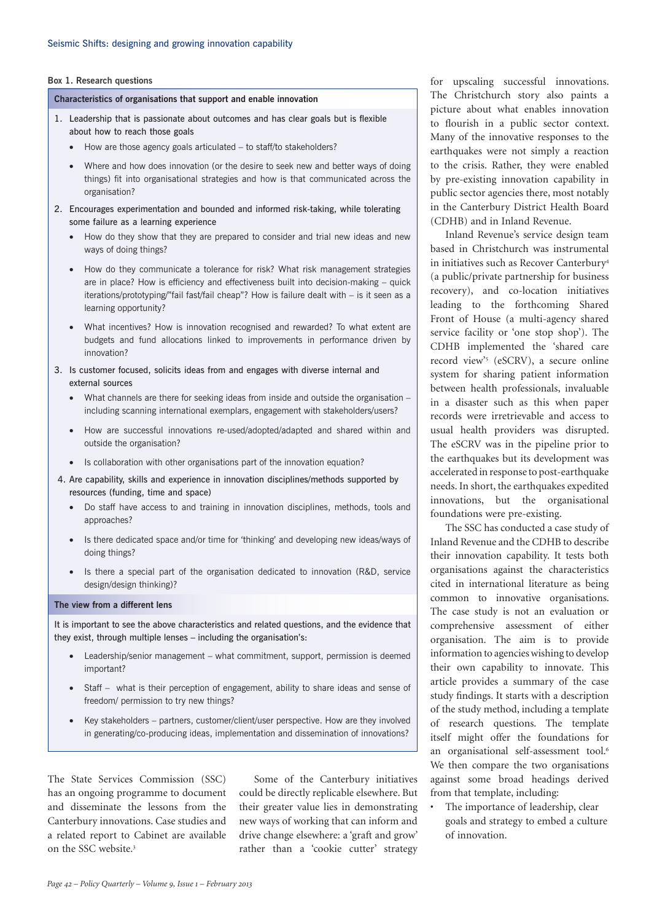**Box 1. Research questions**

**Characteristics of organisations that support and enable innovation**

1. Leadership that is passionate about outcomes and has clear goals but is flexible about how to reach those goals
   - How are those agency goals articulated – to staff/to stakeholders?
   - Where and how does innovation (or the desire to seek new and better ways of doing things) fit into organisational strategies and how is that communicated across the organisation?
2. Encourages experimentation and bounded and informed risk-taking, while tolerating some failure as a learning experience
   - How do they show that they are prepared to consider and trial new ideas and new ways of doing things?
   - How do they communicate a tolerance for risk? What risk management strategies are in place? How is efficiency and effectiveness built into decision-making – quick iterations/prototyping/"fail fast/fail cheap"? How is failure dealt with – is it seen as a learning opportunity?
   - What incentives? How is innovation recognised and rewarded? To what extent are budgets and fund allocations linked to improvements in performance driven by innovation?
3. Is customer focused, solicits ideas from and engages with diverse internal and external sources
   - What channels are there for seeking ideas from inside and outside the organisation – including scanning international exemplars, engagement with stakeholders/users?
   - How are successful innovations re-used/adopted/adapted and shared within and outside the organisation?
   - Is collaboration with other organisations part of the innovation equation?
4. Are capability, skills and experience in innovation disciplines/methods supported by resources (funding, time and space)
   - Do staff have access to and training in innovation disciplines, methods, tools and approaches?
   - Is there dedicated space and/or time for 'thinking' and developing new ideas/ways of doing things?
   - Is there a special part of the organisation dedicated to innovation (R&D, service design/design thinking)?

**The view from a different lens**

It is important to see the above characteristics and related questions, and the evidence that they exist, through multiple lenses – including the organisation's:

- Leadership/senior management – what commitment, support, permission is deemed important?
- Staff – what is their perception of engagement, ability to share ideas and sense of freedom/ permission to try new things?
- Key stakeholders – partners, customer/client/user perspective. How are they involved in generating/co-producing ideas, implementation and dissemination of innovations?

The State Services Commission (SSC) has an ongoing programme to document and disseminate the lessons from the Canterbury innovations. Case studies and a related report to Cabinet are available on the SSC website.[3]

Some of the Canterbury initiatives could be directly replicable elsewhere. But their greater value lies in demonstrating new ways of working that can inform and drive change elsewhere: a 'graft and grow' rather than a 'cookie cutter' strategy for upscaling successful innovations. The Christchurch story also paints a picture about what enables innovation to flourish in a public sector context. Many of the innovative responses to the earthquakes were not simply a reaction to the crisis. Rather, they were enabled by pre-existing innovation capability in public sector agencies there, most notably in the Canterbury District Health Board (CDHB) and in Inland Revenue.

Inland Revenue's service design team based in Christchurch was instrumental in initiatives such as Recover Canterbury[4] (a public/private partnership for business recovery), and co-location initiatives leading to the forthcoming Shared Front of House (a multi-agency shared service facility or 'one stop shop'). The CDHB implemented the 'shared care record view'[5] (eSCRV), a secure online system for sharing patient information between health professionals, invaluable in a disaster such as this when paper records were irretrievable and access to usual health providers was disrupted. The eSCRV was in the pipeline prior to the earthquakes but its development was accelerated in response to post-earthquake needs. In short, the earthquakes expedited innovations, but the organisational foundations were pre-existing.

The SSC has conducted a case study of Inland Revenue and the CDHB to describe their innovation capability. It tests both organisations against the characteristics cited in international literature as being common to innovative organisations. The case study is not an evaluation or comprehensive assessment of either organisation. The aim is to provide information to agencies wishing to develop their own capability to innovate. This article provides a summary of the case study findings. It starts with a description of the study method, including a template of research questions. The template itself might offer the foundations for an organisational self-assessment tool.[6] We then compare the two organisations against some broad headings derived from that template, including:

- The importance of leadership, clear goals and strategy to embed a culture of innovation.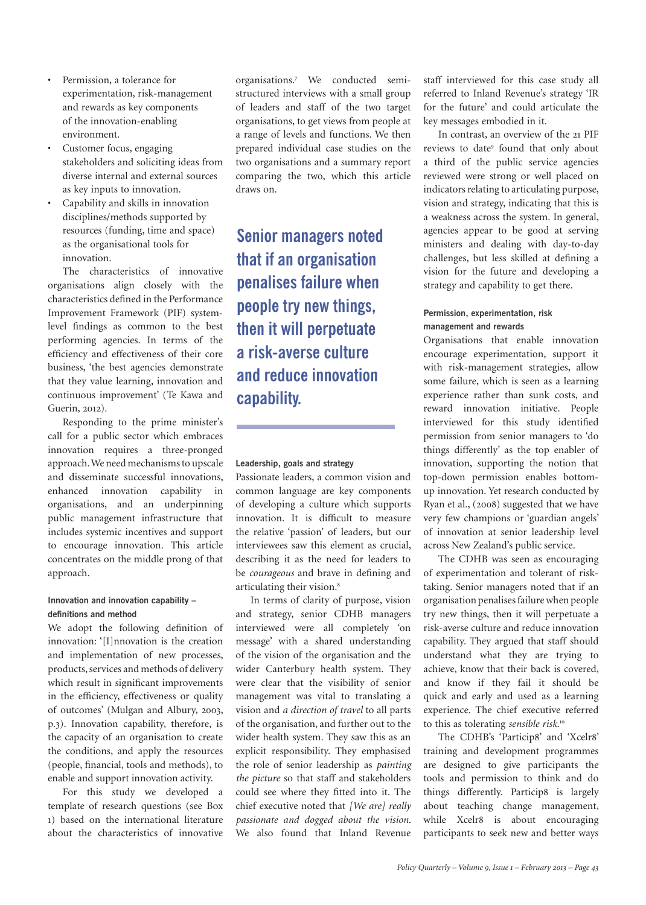- Permission, a tolerance for experimentation, risk-management and rewards as key components of the innovation-enabling environment.
- Customer focus, engaging stakeholders and soliciting ideas from diverse internal and external sources as key inputs to innovation.
- Capability and skills in innovation disciplines/methods supported by resources (funding, time and space) as the organisational tools for innovation.

The characteristics of innovative organisations align closely with the characteristics defined in the Performance Improvement Framework (PIF) system-level findings as common to the best performing agencies. In terms of the efficiency and effectiveness of their core business, 'the best agencies demonstrate that they value learning, innovation and continuous improvement' (Te Kawa and Guerin, 2012).

Responding to the prime minister's call for a public sector which embraces innovation requires a three-pronged approach. We need mechanisms to upscale and disseminate successful innovations, enhanced innovation capability in organisations, and an underpinning public management infrastructure that includes systemic incentives and support to encourage innovation. This article concentrates on the middle prong of that approach.

#### Innovation and innovation capability – definitions and method

We adopt the following definition of innovation: '[I]nnovation is the creation and implementation of new processes, products, services and methods of delivery which result in significant improvements in the efficiency, effectiveness or quality of outcomes' (Mulgan and Albury, 2003, p.3). Innovation capability, therefore, is the capacity of an organisation to create the conditions, and apply the resources (people, financial, tools and methods), to enable and support innovation activity.

For this study we developed a template of research questions (see Box 1) based on the international literature about the characteristics of innovative organisations.[7] We conducted semi-structured interviews with a small group of leaders and staff of the two target organisations, to get views from people at a range of levels and functions. We then prepared individual case studies on the two organisations and a summary report comparing the two, which this article draws on.

> **Senior managers noted that if an organisation penalises failure when people try new things, then it will perpetuate a risk-averse culture and reduce innovation capability.**

#### Leadership, goals and strategy

Passionate leaders, a common vision and common language are key components of developing a culture which supports innovation. It is difficult to measure the relative 'passion' of leaders, but our interviewees saw this element as crucial, describing it as the need for leaders to be *courageous* and brave in defining and articulating their vision.[8]

In terms of clarity of purpose, vision and strategy, senior CDHB managers interviewed were all completely 'on message' with a shared understanding of the vision of the organisation and the wider Canterbury health system. They were clear that the visibility of senior management was vital to translating a vision and *a direction of travel* to all parts of the organisation, and further out to the wider health system. They saw this as an explicit responsibility. They emphasised the role of senior leadership as *painting the picture* so that staff and stakeholders could see where they fitted into it. The chief executive noted that *[We are] really passionate and dogged about the vision.* We also found that Inland Revenue staff interviewed for this case study all referred to Inland Revenue's strategy 'IR for the future' and could articulate the key messages embodied in it.

In contrast, an overview of the 21 PIF reviews to date[9] found that only about a third of the public service agencies reviewed were strong or well placed on indicators relating to articulating purpose, vision and strategy, indicating that this is a weakness across the system. In general, agencies appear to be good at serving ministers and dealing with day-to-day challenges, but less skilled at defining a vision for the future and developing a strategy and capability to get there.

#### Permission, experimentation, risk management and rewards

Organisations that enable innovation encourage experimentation, support it with risk-management strategies, allow some failure, which is seen as a learning experience rather than sunk costs, and reward innovation initiative. People interviewed for this study identified permission from senior managers to 'do things differently' as the top enabler of innovation, supporting the notion that top-down permission enables bottom-up innovation. Yet research conducted by Ryan et al., (2008) suggested that we have very few champions or 'guardian angels' of innovation at senior leadership level across New Zealand's public service.

The CDHB was seen as encouraging of experimentation and tolerant of risk-taking. Senior managers noted that if an organisation penalises failure when people try new things, then it will perpetuate a risk-averse culture and reduce innovation capability. They argued that staff should understand what they are trying to achieve, know that their back is covered, and know if they fail it should be quick and early and used as a learning experience. The chief executive referred to this as tolerating *sensible risk.*[10]

The CDHB's 'Particip8' and 'Xcelr8' training and development programmes are designed to give participants the tools and permission to think and do things differently. Particip8 is largely about teaching change management, while Xcelr8 is about encouraging participants to seek new and better ways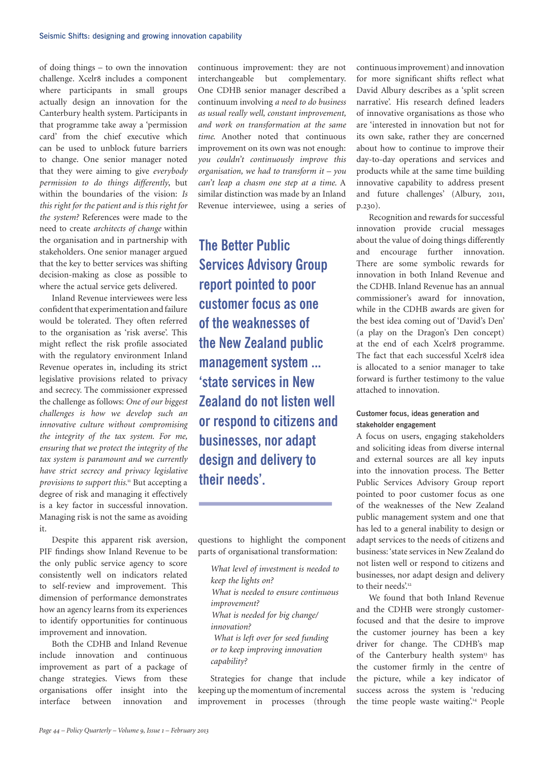of doing things – to own the innovation challenge. Xcelr8 includes a component where participants in small groups actually design an innovation for the Canterbury health system. Participants in that programme take away a 'permission card' from the chief executive which can be used to unblock future barriers to change. One senior manager noted that they were aiming to give *everybody permission to do things differently*, but within the boundaries of the vision: *Is this right for the patient and is this right for the system?* References were made to the need to create *architects of change* within the organisation and in partnership with stakeholders. One senior manager argued that the key to better services was shifting decision-making as close as possible to where the actual service gets delivered.

Inland Revenue interviewees were less confident that experimentation and failure would be tolerated. They often referred to the organisation as 'risk averse'. This might reflect the risk profile associated with the regulatory environment Inland Revenue operates in, including its strict legislative provisions related to privacy and secrecy. The commissioner expressed the challenge as follows: *One of our biggest challenges is how we develop such an innovative culture without compromising the integrity of the tax system. For me, ensuring that we protect the integrity of the tax system is paramount and we currently have strict secrecy and privacy legislative provisions to support this.*[11] But accepting a degree of risk and managing it effectively is a key factor in successful innovation. Managing risk is not the same as avoiding it.

Despite this apparent risk aversion, PIF findings show Inland Revenue to be the only public service agency to score consistently well on indicators related to self-review and improvement. This dimension of performance demonstrates how an agency learns from its experiences to identify opportunities for continuous improvement and innovation.

Both the CDHB and Inland Revenue include innovation and continuous improvement as part of a package of change strategies. Views from these organisations offer insight into the interface between innovation and continuous improvement: they are not interchangeable but complementary. One CDHB senior manager described a continuum involving *a need to do business as usual really well, constant improvement, and work on transformation at the same time.* Another noted that continuous improvement on its own was not enough: *you couldn't continuously improve this organisation, we had to transform it – you can't leap a chasm one step at a time.* A similar distinction was made by an Inland Revenue interviewee, using a series of questions to highlight the component parts of organisational transformation:

> *What level of investment is needed to keep the lights on?*
> *What is needed to ensure continuous improvement?*
> *What is needed for big change/ innovation?*
> *What is left over for seed funding or to keep improving innovation capability?*

**The Better Public Services Advisory Group report pointed to poor customer focus as one of the weaknesses of the New Zealand public management system ... 'state services in New Zealand do not listen well or respond to citizens and businesses, nor adapt design and delivery to their needs'.**

Strategies for change that include keeping up the momentum of incremental improvement in processes (through continuous improvement) and innovation for more significant shifts reflect what David Albury describes as a 'split screen narrative'. His research defined leaders of innovative organisations as those who are 'interested in innovation but not for its own sake, rather they are concerned about how to continue to improve their day-to-day operations and services and products while at the same time building innovative capability to address present and future challenges' (Albury, 2011, p.230).

Recognition and rewards for successful innovation provide crucial messages about the value of doing things differently and encourage further innovation. There are some symbolic rewards for innovation in both Inland Revenue and the CDHB. Inland Revenue has an annual commissioner's award for innovation, while in the CDHB awards are given for the best idea coming out of 'David's Den' (a play on the Dragon's Den concept) at the end of each Xcelr8 programme. The fact that each successful Xcelr8 idea is allocated to a senior manager to take forward is further testimony to the value attached to innovation.

#### Customer focus, ideas generation and stakeholder engagement

A focus on users, engaging stakeholders and soliciting ideas from diverse internal and external sources are all key inputs into the innovation process. The Better Public Services Advisory Group report pointed to poor customer focus as one of the weaknesses of the New Zealand public management system and one that has led to a general inability to design or adapt services to the needs of citizens and business: 'state services in New Zealand do not listen well or respond to citizens and businesses, nor adapt design and delivery to their needs'.[12]

We found that both Inland Revenue and the CDHB were strongly customer-focused and that the desire to improve the customer journey has been a key driver for change. The CDHB's map of the Canterbury health system[13] has the customer firmly in the centre of the picture, while a key indicator of success across the system is 'reducing the time people waste waiting'.[14] People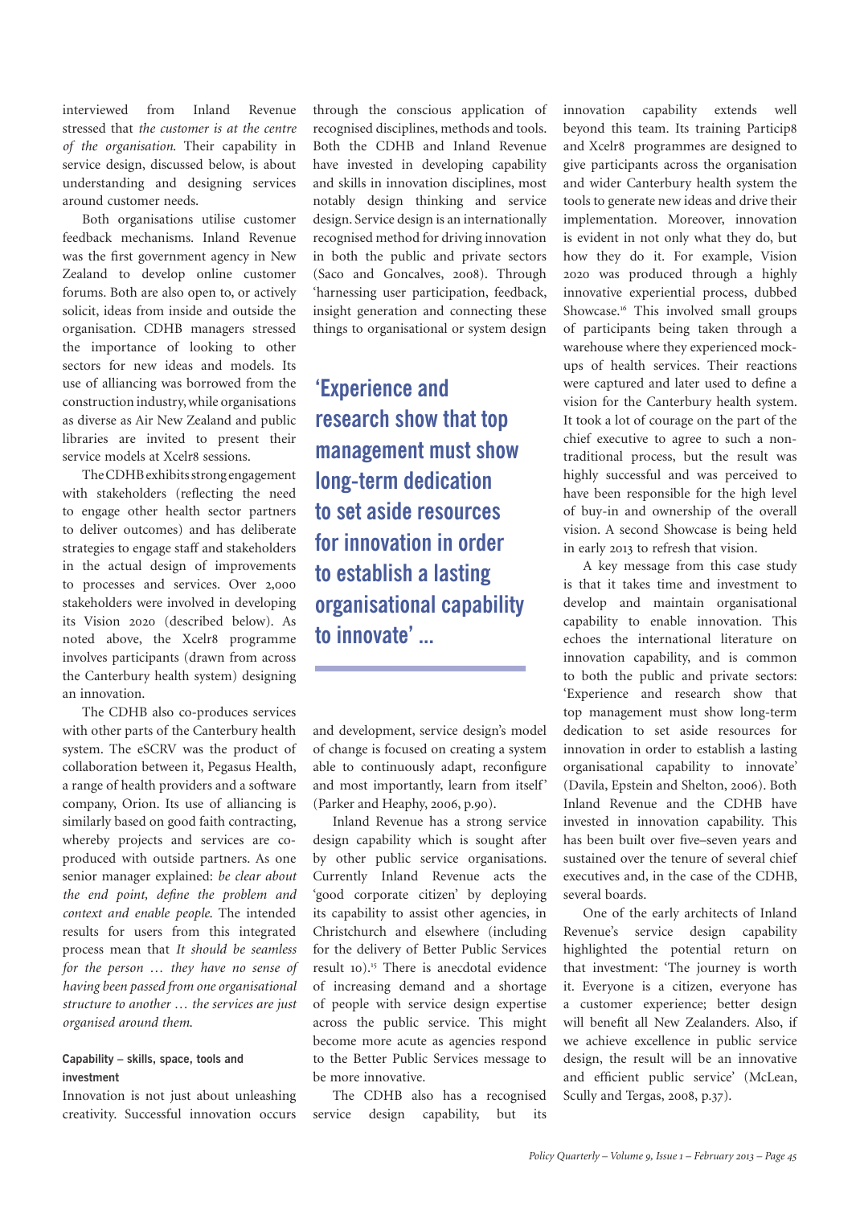interviewed from Inland Revenue stressed that *the customer is at the centre of the organisation*. Their capability in service design, discussed below, is about understanding and designing services around customer needs.

Both organisations utilise customer feedback mechanisms. Inland Revenue was the first government agency in New Zealand to develop online customer forums. Both are also open to, or actively solicit, ideas from inside and outside the organisation. CDHB managers stressed the importance of looking to other sectors for new ideas and models. Its use of alliancing was borrowed from the construction industry, while organisations as diverse as Air New Zealand and public libraries are invited to present their service models at Xcelr8 sessions.

The CDHB exhibits strong engagement with stakeholders (reflecting the need to engage other health sector partners to deliver outcomes) and has deliberate strategies to engage staff and stakeholders in the actual design of improvements to processes and services. Over 2,000 stakeholders were involved in developing its Vision 2020 (described below). As noted above, the Xcelr8 programme involves participants (drawn from across the Canterbury health system) designing an innovation.

The CDHB also co-produces services with other parts of the Canterbury health system. The eSCRV was the product of collaboration between it, Pegasus Health, a range of health providers and a software company, Orion. Its use of alliancing is similarly based on good faith contracting, whereby projects and services are co-produced with outside partners. As one senior manager explained: *be clear about the end point, define the problem and context and enable people.* The intended results for users from this integrated process mean that *It should be seamless for the person … they have no sense of having been passed from one organisational structure to another … the services are just organised around them.*

#### Capability – skills, space, tools and investment

Innovation is not just about unleashing creativity. Successful innovation occurs through the conscious application of recognised disciplines, methods and tools. Both the CDHB and Inland Revenue have invested in developing capability and skills in innovation disciplines, most notably design thinking and service design. Service design is an internationally recognised method for driving innovation in both the public and private sectors (Saco and Goncalves, 2008). Through 'harnessing user participation, feedback, insight generation and connecting these things to organisational or system design and development, service design's model of change is focused on creating a system able to continuously adapt, reconfigure and most importantly, learn from itself' (Parker and Heaphy, 2006, p.90).

**'Experience and research show that top management must show long-term dedication to set aside resources for innovation in order to establish a lasting organisational capability to innovate' ...**

Inland Revenue has a strong service design capability which is sought after by other public service organisations. Currently Inland Revenue acts the 'good corporate citizen' by deploying its capability to assist other agencies, in Christchurch and elsewhere (including for the delivery of Better Public Services result 10).[15] There is anecdotal evidence of increasing demand and a shortage of people with service design expertise across the public service. This might become more acute as agencies respond to the Better Public Services message to be more innovative.

The CDHB also has a recognised service design capability, but its innovation capability extends well beyond this team. Its training Particip8 and Xcelr8 programmes are designed to give participants across the organisation and wider Canterbury health system the tools to generate new ideas and drive their implementation. Moreover, innovation is evident in not only what they do, but how they do it. For example, Vision 2020 was produced through a highly innovative experiential process, dubbed Showcase.[16] This involved small groups of participants being taken through a warehouse where they experienced mock-ups of health services. Their reactions were captured and later used to define a vision for the Canterbury health system. It took a lot of courage on the part of the chief executive to agree to such a non-traditional process, but the result was highly successful and was perceived to have been responsible for the high level of buy-in and ownership of the overall vision. A second Showcase is being held in early 2013 to refresh that vision.

A key message from this case study is that it takes time and investment to develop and maintain organisational capability to enable innovation. This echoes the international literature on innovation capability, and is common to both the public and private sectors: 'Experience and research show that top management must show long-term dedication to set aside resources for innovation in order to establish a lasting organisational capability to innovate' (Davila, Epstein and Shelton, 2006). Both Inland Revenue and the CDHB have invested in innovation capability. This has been built over five–seven years and sustained over the tenure of several chief executives and, in the case of the CDHB, several boards.

One of the early architects of Inland Revenue's service design capability highlighted the potential return on that investment: 'The journey is worth it. Everyone is a citizen, everyone has a customer experience; better design will benefit all New Zealanders. Also, if we achieve excellence in public service design, the result will be an innovative and efficient public service' (McLean, Scully and Tergas, 2008, p.37).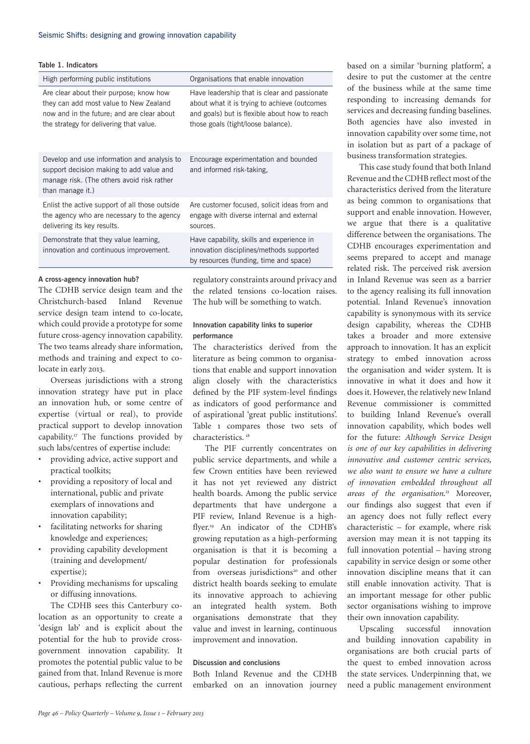**Table 1. Indicators**

| High performing public institutions | Organisations that enable innovation |
|---|---|
| Are clear about their purpose; know how they can add most value to New Zealand now and in the future; and are clear about the strategy for delivering that value. | Have leadership that is clear and passionate about what it is trying to achieve (outcomes and goals) but is flexible about how to reach those goals (tight/loose balance). |
| Develop and use information and analysis to support decision making to add value and manage risk. (The others avoid risk rather than manage it.) | Encourage experimentation and bounded and informed risk-taking, |
| Enlist the active support of all those outside the agency who are necessary to the agency delivering its key results. | Are customer focused, solicit ideas from and engage with diverse internal and external sources. |
| Demonstrate that they value learning, innovation and continuous improvement. | Have capability, skills and experience in innovation disciplines/methods supported by resources (funding, time and space) |

#### A cross-agency innovation hub?

The CDHB service design team and the Christchurch-based Inland Revenue service design team intend to co-locate, which could provide a prototype for some future cross-agency innovation capability. The two teams already share information, methods and training and expect to co-locate in early 2013.

Overseas jurisdictions with a strong innovation strategy have put in place an innovation hub, or some centre of expertise (virtual or real), to provide practical support to develop innovation capability.[17] The functions provided by such labs/centres of expertise include:

- providing advice, active support and practical toolkits;
- providing a repository of local and international, public and private exemplars of innovations and innovation capability;
- facilitating networks for sharing knowledge and experiences;
- providing capability development (training and development/ expertise);
- Providing mechanisms for upscaling or diffusing innovations.

The CDHB sees this Canterbury co-location as an opportunity to create a 'design lab' and is explicit about the potential for the hub to provide cross-government innovation capability. It promotes the potential public value to be gained from that. Inland Revenue is more cautious, perhaps reflecting the current regulatory constraints around privacy and the related tensions co-location raises. The hub will be something to watch.

#### Innovation capability links to superior performance

The characteristics derived from the literature as being common to organisations that enable and support innovation align closely with the characteristics defined by the PIF system-level findings as indicators of good performance and of aspirational 'great public institutions'. Table 1 compares those two sets of characteristics.[18]

The PIF currently concentrates on public service departments, and while a few Crown entities have been reviewed it has not yet reviewed any district health boards. Among the public service departments that have undergone a PIF review, Inland Revenue is a high-flyer.[19] An indicator of the CDHB's growing reputation as a high-performing organisation is that it is becoming a popular destination for professionals from overseas jurisdictions[20] and other district health boards seeking to emulate its innovative approach to achieving an integrated health system. Both organisations demonstrate that they value and invest in learning, continuous improvement and innovation.

#### Discussion and conclusions

Both Inland Revenue and the CDHB embarked on an innovation journey based on a similar 'burning platform', a desire to put the customer at the centre of the business while at the same time responding to increasing demands for services and decreasing funding baselines. Both agencies have also invested in innovation capability over some time, not in isolation but as part of a package of business transformation strategies.

This case study found that both Inland Revenue and the CDHB reflect most of the characteristics derived from the literature as being common to organisations that support and enable innovation. However, we argue that there is a qualitative difference between the organisations. The CDHB encourages experimentation and seems prepared to accept and manage related risk. The perceived risk aversion in Inland Revenue was seen as a barrier to the agency realising its full innovation potential. Inland Revenue's innovation capability is synonymous with its service design capability, whereas the CDHB takes a broader and more extensive approach to innovation. It has an explicit strategy to embed innovation across the organisation and wider system. It is innovative in what it does and how it does it. However, the relatively new Inland Revenue commissioner is committed to building Inland Revenue's overall innovation capability, which bodes well for the future: *Although Service Design is one of our key capabilities in delivering innovative and customer centric services, we also want to ensure we have a culture of innovation embedded throughout all areas of the organisation.*[21] Moreover, our findings also suggest that even if an agency does not fully reflect every characteristic – for example, where risk aversion may mean it is not tapping its full innovation potential – having strong capability in service design or some other innovation discipline means that it can still enable innovation activity. That is an important message for other public sector organisations wishing to improve their own innovation capability.

Upscaling successful innovation and building innovation capability in organisations are both crucial parts of the quest to embed innovation across the state services. Underpinning that, we need a public management environment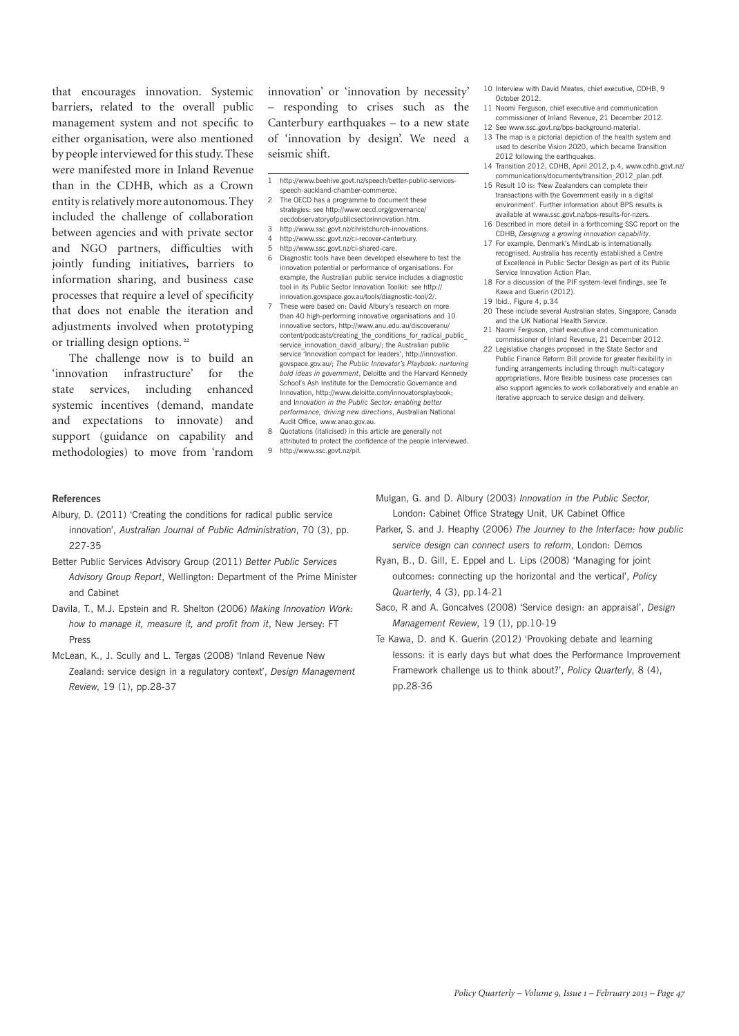that encourages innovation. Systemic barriers, related to the overall public management system and not specific to either organisation, were also mentioned by people interviewed for this study. These were manifested more in Inland Revenue than in the CDHB, which as a Crown entity is relatively more autonomous. They included the challenge of collaboration between agencies and with private sector and NGO partners, difficulties with jointly funding initiatives, barriers to information sharing, and business case processes that require a level of specificity that does not enable the iteration and adjustments involved when prototyping or trialling design options. [22]

The challenge now is to build an 'innovation infrastructure' for the state services, including enhanced systemic incentives (demand, mandate and expectations to innovate) and support (guidance on capability and methodologies) to move from 'random innovation' or 'innovation by necessity' – responding to crises such as the Canterbury earthquakes – to a new state of 'innovation by design'. We need a seismic shift.

1 http://www.beehive.govt.nz/speech/better-public-services-speech-auckland-chamber-commerce.
2 The OECD has a programme to document these strategies: see http://www.oecd.org/governance/oecdobservatoryofpublicsectorinnovation.htm.
3 http://www.ssc.govt.nz/christchurch-innovations.
4 http://www.ssc.govt.nz/ci-recover-canterbury.
5 http://www.ssc.govt.nz/ci-shared-care.
6 Diagnostic tools have been developed elsewhere to test the innovation potential or performance of organisations. For example, the Australian public service includes a diagnostic tool in its Public Sector Innovation Toolkit: see http://innovation.govspace.gov.au/tools/diagnostic-tool/2/.
7 These were based on: David Albury's research on more than 40 high-performing innovative organisations and 10 innovative sectors, http://www.anu.edu.au/discoveranu/content/podcasts/creating_the_conditions_for_radical_public_service_innovation_david_albury/; the Australian public service 'Innovation compact for leaders', http://innovation.govspace.gov.au/; *The Public Innovator's Playbook: nurturing bold ideas in government*, Deloitte and the Harvard Kennedy School's Ash Institute for the Democratic Governance and Innovation, http://www.deloitte.com/innovatorsplaybook; and *Innovation in the Public Sector: enabling better performance, driving new directions*, Australian National Audit Office, www.anao.gov.au.
8 Quotations (italicised) in this article are generally not attributed to protect the confidence of the people interviewed.
9 http://www.ssc.govt.nz/pif.
10 Interview with David Meates, chief executive, CDHB, 9 October 2012.
11 Naomi Ferguson, chief executive and communication commissioner of Inland Revenue, 21 December 2012.
12 See www.ssc.govt.nz/bps-background-material.
13 The map is a pictorial depiction of the health system and used to describe Vision 2020, which became Transition 2012 following the earthquakes.
14 Transition 2012, CDHB, April 2012, p.4, www.cdhb.govt.nz/communications/documents/transition_2012_plan.pdf.
15 Result 10 is: 'New Zealanders can complete their transactions with the Government easily in a digital environment'. Further information about BPS results is available at www.ssc.govt.nz/bps-results-for-nzers.
16 Described in more detail in a forthcoming SSC report on the CDHB, *Designing a growing innovation capability*.
17 For example, Denmark's MindLab is internationally recognised. Australia has recently established a Centre of Excellence in Public Sector Design as part of its Public Service Innovation Action Plan.
18 For a discussion of the PIF system-level findings, see Te Kawa and Guerin (2012).
19 Ibid., Figure 4, p.34
20 These include several Australian states, Singapore, Canada and the UK National Health Service.
21 Naomi Ferguson, chief executive and communication commissioner of Inland Revenue, 21 December 2012.
22 Legislative changes proposed in the State Sector and Public Finance Reform Bill provide for greater flexibility in funding arrangements including through multi-category appropriations. More flexible business case processes can also support agencies to work collaboratively and enable an iterative approach to service design and delivery.

#### References

Albury, D. (2011) 'Creating the conditions for radical public service innovation', *Australian Journal of Public Administration*, 70 (3), pp. 227-35

Better Public Services Advisory Group (2011) *Better Public Services Advisory Group Report*, Wellington: Department of the Prime Minister and Cabinet

Davila, T., M.J. Epstein and R. Shelton (2006) *Making Innovation Work: how to manage it, measure it, and profit from it*, New Jersey: FT Press

McLean, K., J. Scully and L. Tergas (2008) 'Inland Revenue New Zealand: service design in a regulatory context', *Design Management Review*, 19 (1), pp.28-37

Mulgan, G. and D. Albury (2003) *Innovation in the Public Sector*, London: Cabinet Office Strategy Unit, UK Cabinet Office

Parker, S. and J. Heaphy (2006) *The Journey to the Interface: how public service design can connect users to reform*, London: Demos

Ryan, B., D. Gill, E. Eppel and L. Lips (2008) 'Managing for joint outcomes: connecting up the horizontal and the vertical', *Policy Quarterly*, 4 (3), pp.14-21

Saco, R and A. Goncalves (2008) 'Service design: an appraisal', *Design Management Review*, 19 (1), pp.10-19

Te Kawa, D. and K. Guerin (2012) 'Provoking debate and learning lessons: it is early days but what does the Performance Improvement Framework challenge us to think about?', *Policy Quarterly*, 8 (4), pp.28-36